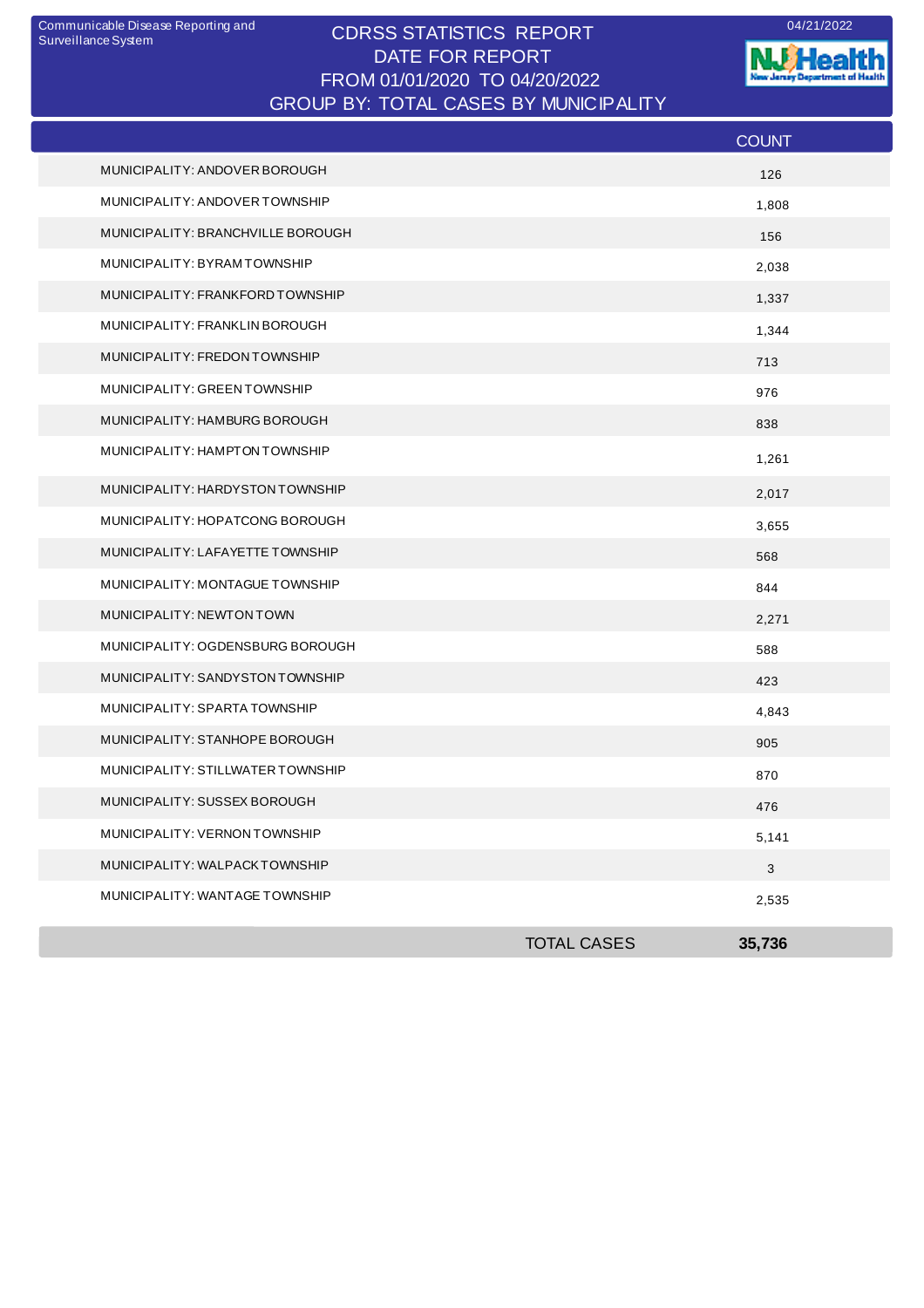Communicable Disease Reporting and Surveillance System

# CDRSS STATISTICS REPORT

## DATE FOR REPORT FROM 01/01/2020 TO 04/20/2022

## GROUP BY: TOTAL CASES BY MUNICIPALITY

04/21/2022

| | COUNT |
|---|---|
| MUNICIPALITY: ANDOVER BOROUGH | 126 |
| MUNICIPALITY: ANDOVER TOWNSHIP | 1,808 |
| MUNICIPALITY: BRANCHVILLE BOROUGH | 156 |
| MUNICIPALITY: BYRAM TOWNSHIP | 2,038 |
| MUNICIPALITY: FRANKFORD TOWNSHIP | 1,337 |
| MUNICIPALITY: FRANKLIN BOROUGH | 1,344 |
| MUNICIPALITY: FREDON TOWNSHIP | 713 |
| MUNICIPALITY: GREEN TOWNSHIP | 976 |
| MUNICIPALITY: HAMBURG BOROUGH | 838 |
| MUNICIPALITY: HAMPTON TOWNSHIP | 1,261 |
| MUNICIPALITY: HARDYSTON TOWNSHIP | 2,017 |
| MUNICIPALITY: HOPATCONG BOROUGH | 3,655 |
| MUNICIPALITY: LAFAYETTE TOWNSHIP | 568 |
| MUNICIPALITY: MONTAGUE TOWNSHIP | 844 |
| MUNICIPALITY: NEWTON TOWN | 2,271 |
| MUNICIPALITY: OGDENSBURG BOROUGH | 588 |
| MUNICIPALITY: SANDYSTON TOWNSHIP | 423 |
| MUNICIPALITY: SPARTA TOWNSHIP | 4,843 |
| MUNICIPALITY: STANHOPE BOROUGH | 905 |
| MUNICIPALITY: STILLWATER TOWNSHIP | 870 |
| MUNICIPALITY: SUSSEX BOROUGH | 476 |
| MUNICIPALITY: VERNON TOWNSHIP | 5,141 |
| MUNICIPALITY: WALPACK TOWNSHIP | 3 |
| MUNICIPALITY: WANTAGE TOWNSHIP | 2,535 |
| TOTAL CASES | **35,736** |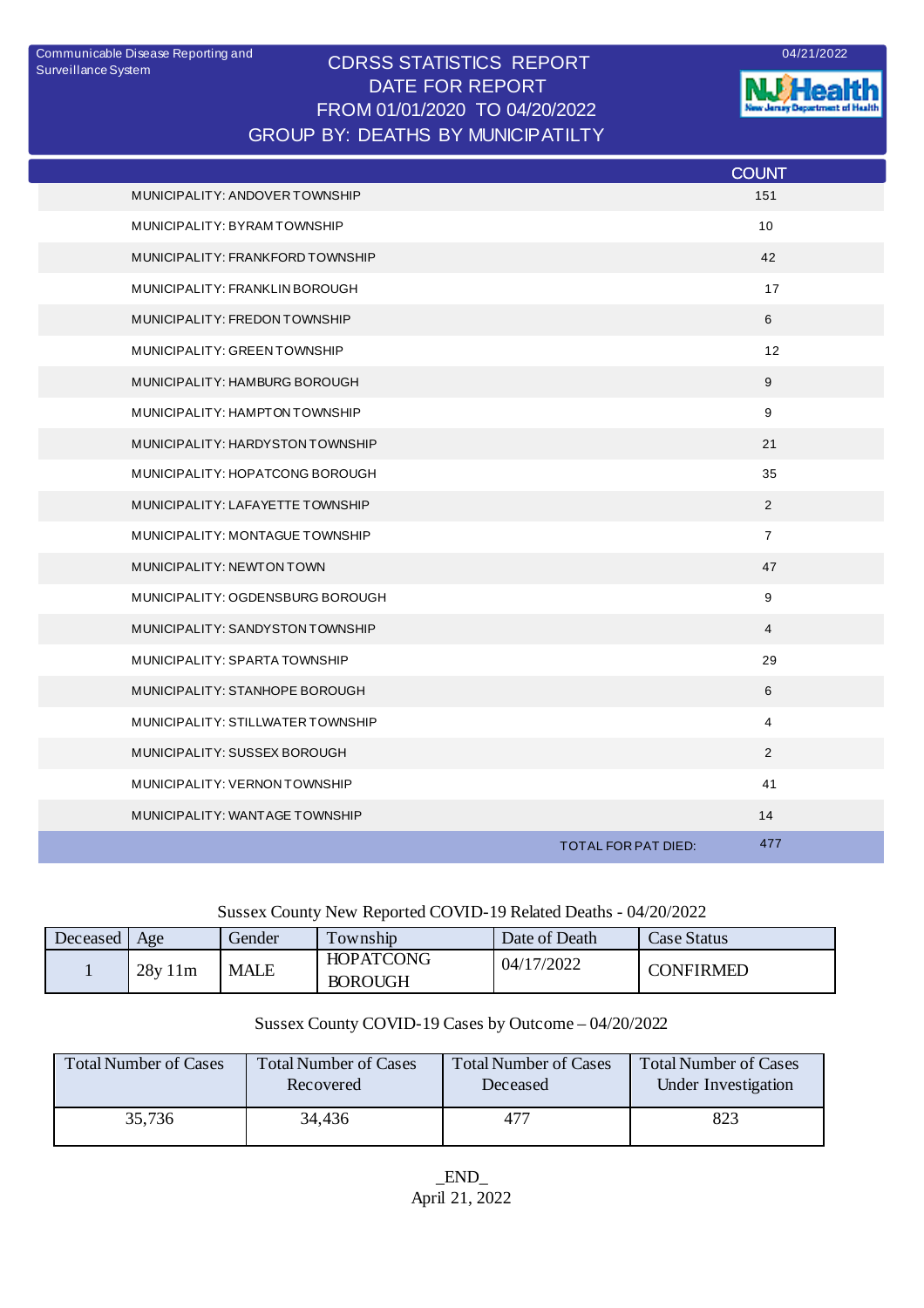Communicable Disease Reporting and Surveillance System

# CDRSS STATISTICS REPORT
## DATE FOR REPORT
## FROM 01/01/2020 TO 04/20/2022
## GROUP BY: DEATHS BY MUNICIPATILTY

04/21/2022

NJ Health New Jersey Department of Health

| | COUNT |
|---|---|
| MUNICIPALITY: ANDOVER TOWNSHIP | 151 |
| MUNICIPALITY: BYRAM TOWNSHIP | 10 |
| MUNICIPALITY: FRANKFORD TOWNSHIP | 42 |
| MUNICIPALITY: FRANKLIN BOROUGH | 17 |
| MUNICIPALITY: FREDON TOWNSHIP | 6 |
| MUNICIPALITY: GREEN TOWNSHIP | 12 |
| MUNICIPALITY: HAMBURG BOROUGH | 9 |
| MUNICIPALITY: HAMPTON TOWNSHIP | 9 |
| MUNICIPALITY: HARDYSTON TOWNSHIP | 21 |
| MUNICIPALITY: HOPATCONG BOROUGH | 35 |
| MUNICIPALITY: LAFAYETTE TOWNSHIP | 2 |
| MUNICIPALITY: MONTAGUE TOWNSHIP | 7 |
| MUNICIPALITY: NEWTON TOWN | 47 |
| MUNICIPALITY: OGDENSBURG BOROUGH | 9 |
| MUNICIPALITY: SANDYSTON TOWNSHIP | 4 |
| MUNICIPALITY: SPARTA TOWNSHIP | 29 |
| MUNICIPALITY: STANHOPE BOROUGH | 6 |
| MUNICIPALITY: STILLWATER TOWNSHIP | 4 |
| MUNICIPALITY: SUSSEX BOROUGH | 2 |
| MUNICIPALITY: VERNON TOWNSHIP | 41 |
| MUNICIPALITY: WANTAGE TOWNSHIP | 14 |
| TOTAL FOR PAT DIED: | 477 |

Sussex County New Reported COVID-19 Related Deaths - 04/20/2022

| Deceased | Age | Gender | Township | Date of Death | Case Status |
|---|---|---|---|---|---|
| 1 | 28y 11m | MALE | HOPATCONG BOROUGH | 04/17/2022 | CONFIRMED |

Sussex County COVID-19 Cases by Outcome – 04/20/2022

| Total Number of Cases | Total Number of Cases Recovered | Total Number of Cases Deceased | Total Number of Cases Under Investigation |
|---|---|---|---|
| 35,736 | 34,436 | 477 | 823 |

_END_
April 21, 2022